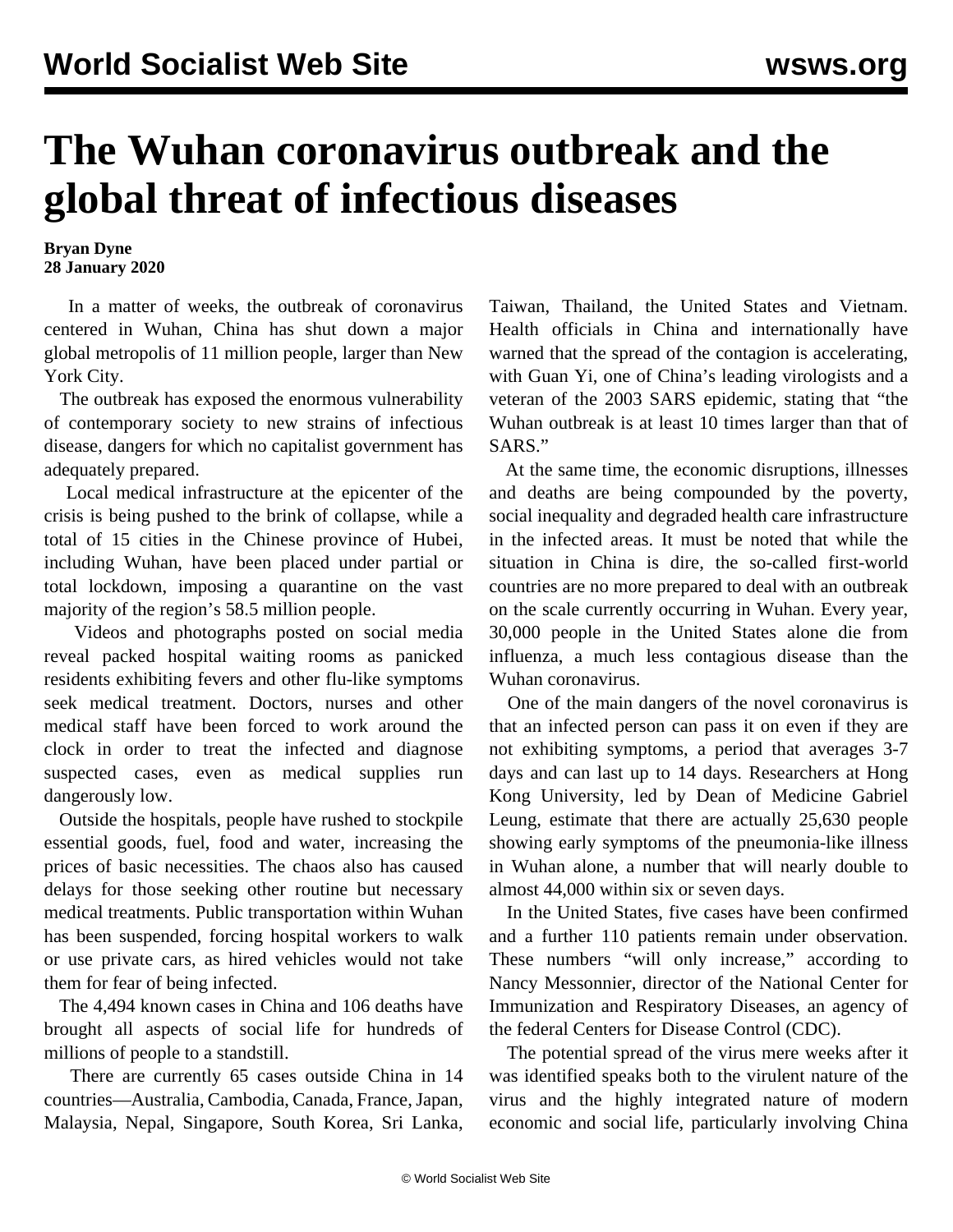# The Wuhan coronavirus outbreak and the global threat of infectious diseases

**Bryan Dyne**
**28 January 2020**

In a matter of weeks, the outbreak of coronavirus centered in Wuhan, China has shut down a major global metropolis of 11 million people, larger than New York City.

The outbreak has exposed the enormous vulnerability of contemporary society to new strains of infectious disease, dangers for which no capitalist government has adequately prepared.

Local medical infrastructure at the epicenter of the crisis is being pushed to the brink of collapse, while a total of 15 cities in the Chinese province of Hubei, including Wuhan, have been placed under partial or total lockdown, imposing a quarantine on the vast majority of the region's 58.5 million people.

Videos and photographs posted on social media reveal packed hospital waiting rooms as panicked residents exhibiting fevers and other flu-like symptoms seek medical treatment. Doctors, nurses and other medical staff have been forced to work around the clock in order to treat the infected and diagnose suspected cases, even as medical supplies run dangerously low.

Outside the hospitals, people have rushed to stockpile essential goods, fuel, food and water, increasing the prices of basic necessities. The chaos also has caused delays for those seeking other routine but necessary medical treatments. Public transportation within Wuhan has been suspended, forcing hospital workers to walk or use private cars, as hired vehicles would not take them for fear of being infected.

The 4,494 known cases in China and 106 deaths have brought all aspects of social life for hundreds of millions of people to a standstill.

There are currently 65 cases outside China in 14 countries—Australia, Cambodia, Canada, France, Japan, Malaysia, Nepal, Singapore, South Korea, Sri Lanka, Taiwan, Thailand, the United States and Vietnam. Health officials in China and internationally have warned that the spread of the contagion is accelerating, with Guan Yi, one of China's leading virologists and a veteran of the 2003 SARS epidemic, stating that "the Wuhan outbreak is at least 10 times larger than that of SARS."

At the same time, the economic disruptions, illnesses and deaths are being compounded by the poverty, social inequality and degraded health care infrastructure in the infected areas. It must be noted that while the situation in China is dire, the so-called first-world countries are no more prepared to deal with an outbreak on the scale currently occurring in Wuhan. Every year, 30,000 people in the United States alone die from influenza, a much less contagious disease than the Wuhan coronavirus.

One of the main dangers of the novel coronavirus is that an infected person can pass it on even if they are not exhibiting symptoms, a period that averages 3-7 days and can last up to 14 days. Researchers at Hong Kong University, led by Dean of Medicine Gabriel Leung, estimate that there are actually 25,630 people showing early symptoms of the pneumonia-like illness in Wuhan alone, a number that will nearly double to almost 44,000 within six or seven days.

In the United States, five cases have been confirmed and a further 110 patients remain under observation. These numbers "will only increase," according to Nancy Messonnier, director of the National Center for Immunization and Respiratory Diseases, an agency of the federal Centers for Disease Control (CDC).

The potential spread of the virus mere weeks after it was identified speaks both to the virulent nature of the virus and the highly integrated nature of modern economic and social life, particularly involving China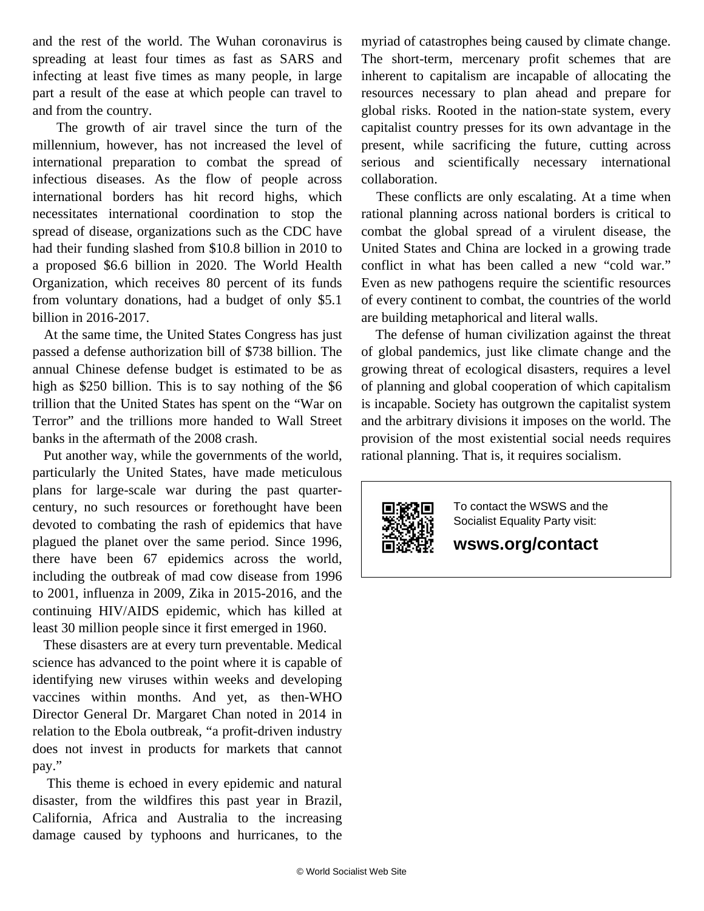and the rest of the world. The Wuhan coronavirus is spreading at least four times as fast as SARS and infecting at least five times as many people, in large part a result of the ease at which people can travel to and from the country.

The growth of air travel since the turn of the millennium, however, has not increased the level of international preparation to combat the spread of infectious diseases. As the flow of people across international borders has hit record highs, which necessitates international coordination to stop the spread of disease, organizations such as the CDC have had their funding slashed from $10.8 billion in 2010 to a proposed $6.6 billion in 2020. The World Health Organization, which receives 80 percent of its funds from voluntary donations, had a budget of only $5.1 billion in 2016-2017.

At the same time, the United States Congress has just passed a defense authorization bill of $738 billion. The annual Chinese defense budget is estimated to be as high as $250 billion. This is to say nothing of the $6 trillion that the United States has spent on the "War on Terror" and the trillions more handed to Wall Street banks in the aftermath of the 2008 crash.

Put another way, while the governments of the world, particularly the United States, have made meticulous plans for large-scale war during the past quarter-century, no such resources or forethought have been devoted to combating the rash of epidemics that have plagued the planet over the same period. Since 1996, there have been 67 epidemics across the world, including the outbreak of mad cow disease from 1996 to 2001, influenza in 2009, Zika in 2015-2016, and the continuing HIV/AIDS epidemic, which has killed at least 30 million people since it first emerged in 1960.

These disasters are at every turn preventable. Medical science has advanced to the point where it is capable of identifying new viruses within weeks and developing vaccines within months. And yet, as then-WHO Director General Dr. Margaret Chan noted in 2014 in relation to the Ebola outbreak, "a profit-driven industry does not invest in products for markets that cannot pay."

This theme is echoed in every epidemic and natural disaster, from the wildfires this past year in Brazil, California, Africa and Australia to the increasing damage caused by typhoons and hurricanes, to the myriad of catastrophes being caused by climate change. The short-term, mercenary profit schemes that are inherent to capitalism are incapable of allocating the resources necessary to plan ahead and prepare for global risks. Rooted in the nation-state system, every capitalist country presses for its own advantage in the present, while sacrificing the future, cutting across serious and scientifically necessary international collaboration.

These conflicts are only escalating. At a time when rational planning across national borders is critical to combat the global spread of a virulent disease, the United States and China are locked in a growing trade conflict in what has been called a new "cold war." Even as new pathogens require the scientific resources of every continent to combat, the countries of the world are building metaphorical and literal walls.

The defense of human civilization against the threat of global pandemics, just like climate change and the growing threat of ecological disasters, requires a level of planning and global cooperation of which capitalism is incapable. Society has outgrown the capitalist system and the arbitrary divisions it imposes on the world. The provision of the most existential social needs requires rational planning. That is, it requires socialism.

To contact the WSWS and the Socialist Equality Party visit:

**wsws.org/contact**